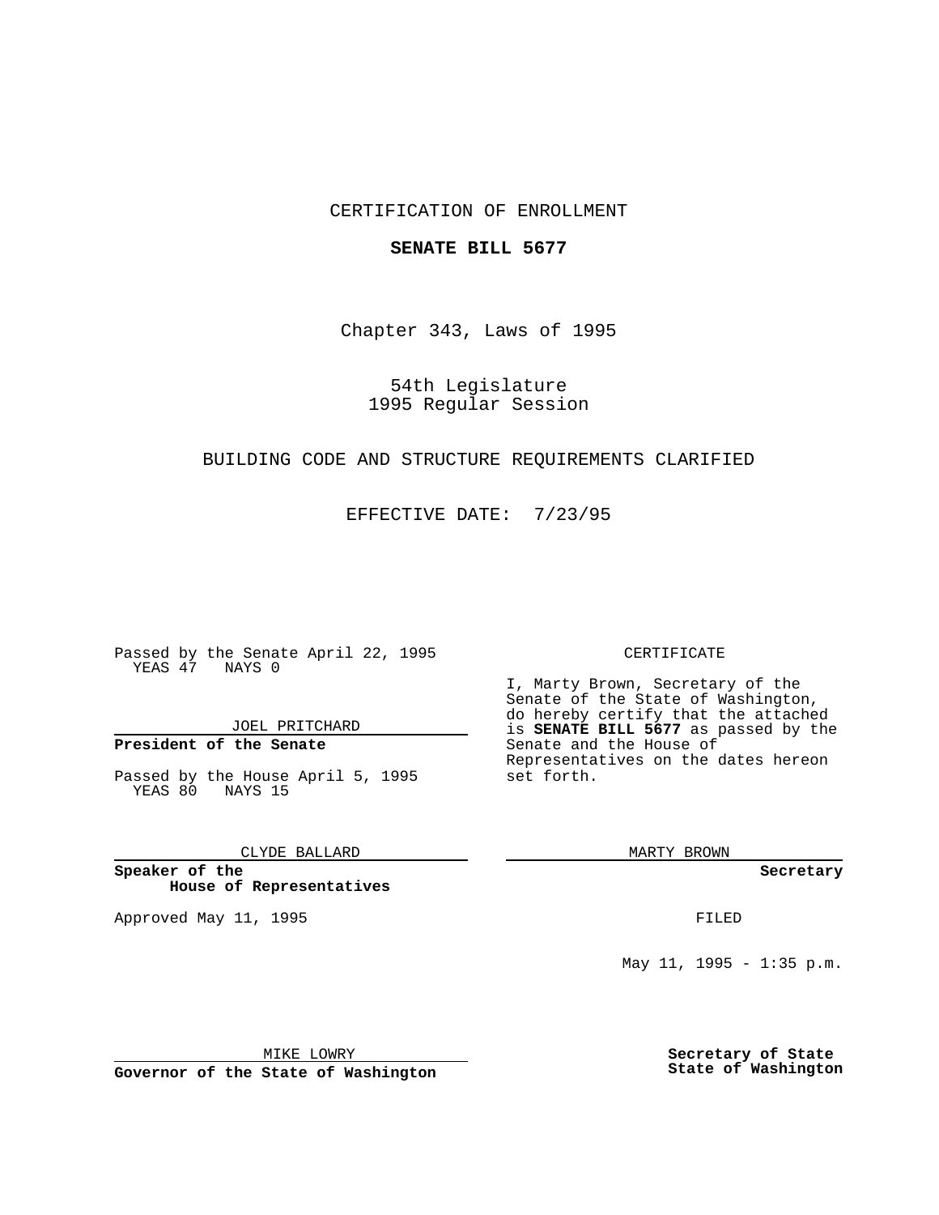CERTIFICATION OF ENROLLMENT

**SENATE BILL 5677**

Chapter 343, Laws of 1995

54th Legislature
1995 Regular Session

BUILDING CODE AND STRUCTURE REQUIREMENTS CLARIFIED

EFFECTIVE DATE: 7/23/95

Passed by the Senate April 22, 1995
YEAS 47 NAYS 0

JOEL PRITCHARD

**President of the Senate**

Passed by the House April 5, 1995
YEAS 80 NAYS 15

CLYDE BALLARD

**Speaker of the House of Representatives**

Approved May 11, 1995

MIKE LOWRY

**Governor of the State of Washington**

CERTIFICATE

I, Marty Brown, Secretary of the Senate of the State of Washington, do hereby certify that the attached is **SENATE BILL 5677** as passed by the Senate and the House of Representatives on the dates hereon set forth.

MARTY BROWN

**Secretary**

FILED

May 11, 1995 - 1:35 p.m.

**Secretary of State State of Washington**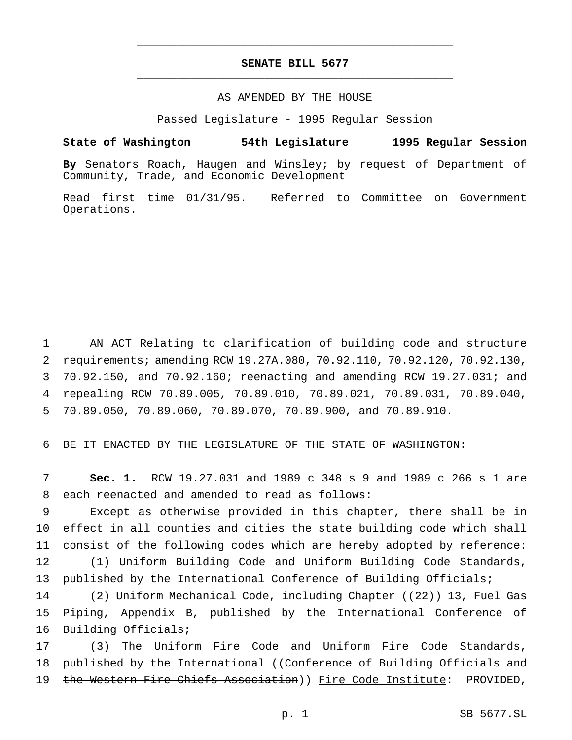# SENATE BILL 5677

AS AMENDED BY THE HOUSE

Passed Legislature - 1995 Regular Session

**State of Washington 54th Legislature 1995 Regular Session**

**By** Senators Roach, Haugen and Winsley; by request of Department of Community, Trade, and Economic Development

Read first time 01/31/95. Referred to Committee on Government Operations.

1 AN ACT Relating to clarification of building code and structure
2 requirements; amending RCW 19.27A.080, 70.92.110, 70.92.120, 70.92.130,
3 70.92.150, and 70.92.160; reenacting and amending RCW 19.27.031; and
4 repealing RCW 70.89.005, 70.89.010, 70.89.021, 70.89.031, 70.89.040,
5 70.89.050, 70.89.060, 70.89.070, 70.89.900, and 70.89.910.

6 BE IT ENACTED BY THE LEGISLATURE OF THE STATE OF WASHINGTON:

7 **Sec. 1.** RCW 19.27.031 and 1989 c 348 s 9 and 1989 c 266 s 1 are
8 each reenacted and amended to read as follows:

9 Except as otherwise provided in this chapter, there shall be in
10 effect in all counties and cities the state building code which shall
11 consist of the following codes which are hereby adopted by reference:

12 (1) Uniform Building Code and Uniform Building Code Standards,
13 published by the International Conference of Building Officials;

14 (2) Uniform Mechanical Code, including Chapter ((~~22~~)) <u>13</u>, Fuel Gas
15 Piping, Appendix B, published by the International Conference of
16 Building Officials;

17 (3) The Uniform Fire Code and Uniform Fire Code Standards,
18 published by the International ((~~Conference of Building Officials and~~
19 ~~the Western Fire Chiefs Association~~)) <u>Fire Code Institute</u>: PROVIDED,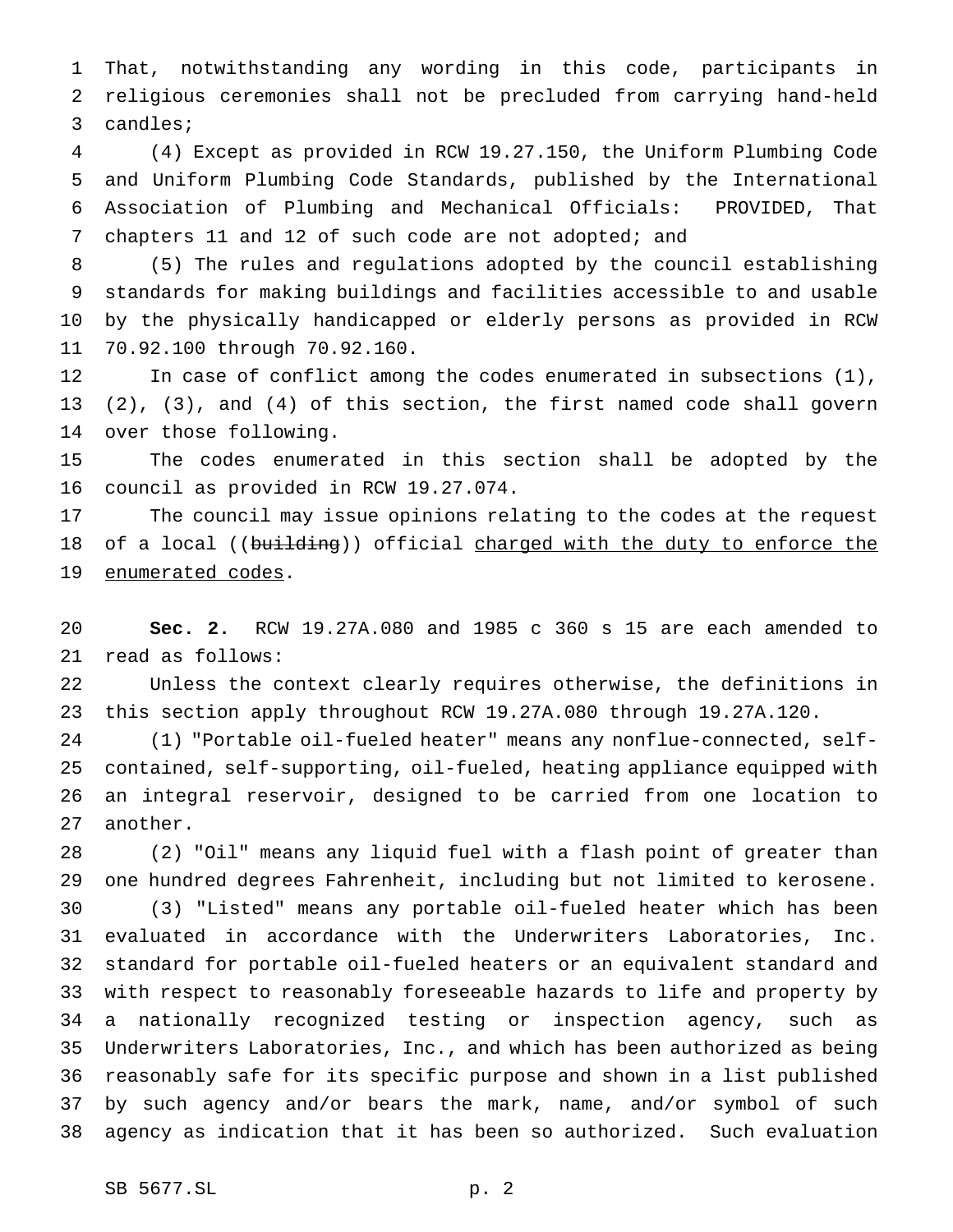That, notwithstanding any wording in this code, participants in religious ceremonies shall not be precluded from carrying hand-held candles;

(4) Except as provided in RCW 19.27.150, the Uniform Plumbing Code and Uniform Plumbing Code Standards, published by the International Association of Plumbing and Mechanical Officials: PROVIDED, That chapters 11 and 12 of such code are not adopted; and

(5) The rules and regulations adopted by the council establishing standards for making buildings and facilities accessible to and usable by the physically handicapped or elderly persons as provided in RCW 70.92.100 through 70.92.160.

In case of conflict among the codes enumerated in subsections (1), (2), (3), and (4) of this section, the first named code shall govern over those following.

The codes enumerated in this section shall be adopted by the council as provided in RCW 19.27.074.

The council may issue opinions relating to the codes at the request of a local ((~~building~~)) official <u>charged with the duty to enforce the enumerated codes</u>.

**Sec. 2.** RCW 19.27A.080 and 1985 c 360 s 15 are each amended to read as follows:

Unless the context clearly requires otherwise, the definitions in this section apply throughout RCW 19.27A.080 through 19.27A.120.

(1) "Portable oil-fueled heater" means any nonflue-connected, self-contained, self-supporting, oil-fueled, heating appliance equipped with an integral reservoir, designed to be carried from one location to another.

(2) "Oil" means any liquid fuel with a flash point of greater than one hundred degrees Fahrenheit, including but not limited to kerosene.

(3) "Listed" means any portable oil-fueled heater which has been evaluated in accordance with the Underwriters Laboratories, Inc. standard for portable oil-fueled heaters or an equivalent standard and with respect to reasonably foreseeable hazards to life and property by a nationally recognized testing or inspection agency, such as Underwriters Laboratories, Inc., and which has been authorized as being reasonably safe for its specific purpose and shown in a list published by such agency and/or bears the mark, name, and/or symbol of such agency as indication that it has been so authorized. Such evaluation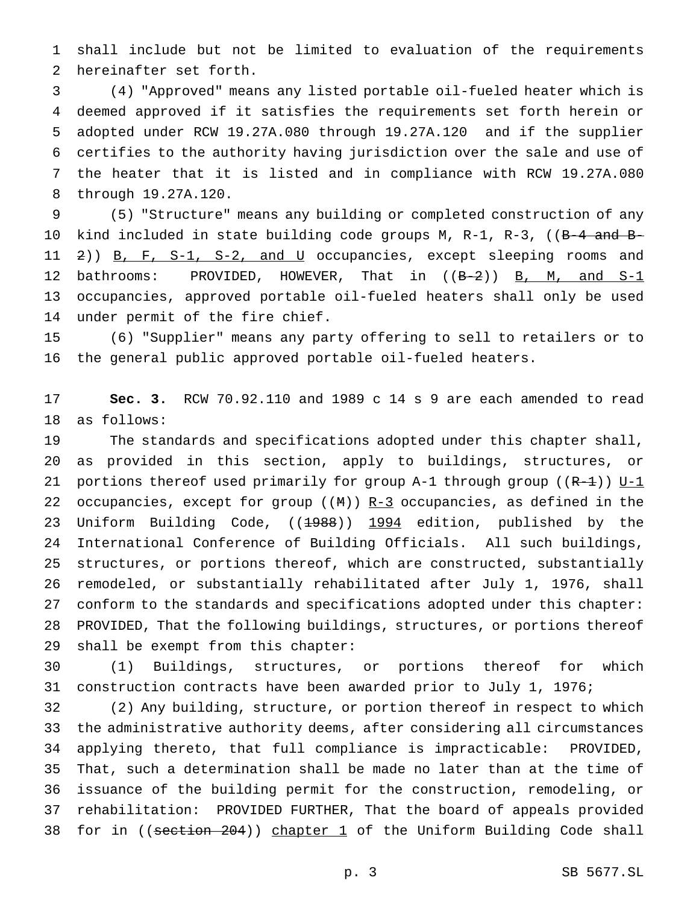shall include but not be limited to evaluation of the requirements hereinafter set forth.

(4) "Approved" means any listed portable oil-fueled heater which is deemed approved if it satisfies the requirements set forth herein or adopted under RCW 19.27A.080 through 19.27A.120 and if the supplier certifies to the authority having jurisdiction over the sale and use of the heater that it is listed and in compliance with RCW 19.27A.080 through 19.27A.120.

(5) "Structure" means any building or completed construction of any kind included in state building code groups M, R-1, R-3, ((~~B-4 and B-2~~)) B, F, S-1, S-2, and U occupancies, except sleeping rooms and bathrooms: PROVIDED, HOWEVER, That in ((~~B-2~~)) B, M, and S-1 occupancies, approved portable oil-fueled heaters shall only be used under permit of the fire chief.

(6) "Supplier" means any party offering to sell to retailers or to the general public approved portable oil-fueled heaters.

**Sec. 3.** RCW 70.92.110 and 1989 c 14 s 9 are each amended to read as follows:

The standards and specifications adopted under this chapter shall, as provided in this section, apply to buildings, structures, or portions thereof used primarily for group A-1 through group ((~~R-1~~)) U-1 occupancies, except for group ((~~M~~)) R-3 occupancies, as defined in the Uniform Building Code, ((~~1988~~)) 1994 edition, published by the International Conference of Building Officials. All such buildings, structures, or portions thereof, which are constructed, substantially remodeled, or substantially rehabilitated after July 1, 1976, shall conform to the standards and specifications adopted under this chapter: PROVIDED, That the following buildings, structures, or portions thereof shall be exempt from this chapter:

(1) Buildings, structures, or portions thereof for which construction contracts have been awarded prior to July 1, 1976;

(2) Any building, structure, or portion thereof in respect to which the administrative authority deems, after considering all circumstances applying thereto, that full compliance is impracticable: PROVIDED, That, such a determination shall be made no later than at the time of issuance of the building permit for the construction, remodeling, or rehabilitation: PROVIDED FURTHER, That the board of appeals provided for in ((~~section 204~~)) chapter 1 of the Uniform Building Code shall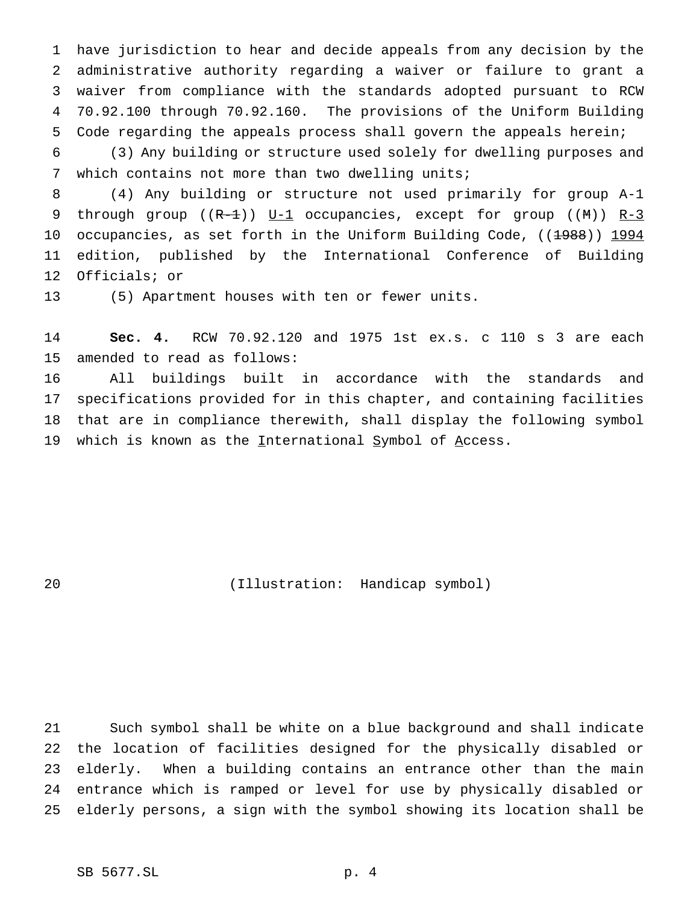have jurisdiction to hear and decide appeals from any decision by the administrative authority regarding a waiver or failure to grant a waiver from compliance with the standards adopted pursuant to RCW 70.92.100 through 70.92.160. The provisions of the Uniform Building Code regarding the appeals process shall govern the appeals herein;

(3) Any building or structure used solely for dwelling purposes and which contains not more than two dwelling units;

(4) Any building or structure not used primarily for group A-1 through group ((~~R-1~~)) U-1 occupancies, except for group ((~~M~~)) R-3 occupancies, as set forth in the Uniform Building Code, ((~~1988~~)) 1994 edition, published by the International Conference of Building Officials; or

(5) Apartment houses with ten or fewer units.

**Sec. 4.** RCW 70.92.120 and 1975 1st ex.s. c 110 s 3 are each amended to read as follows:

All buildings built in accordance with the standards and specifications provided for in this chapter, and containing facilities that are in compliance therewith, shall display the following symbol which is known as the International Symbol of Access.

(Illustration: Handicap symbol)

Such symbol shall be white on a blue background and shall indicate the location of facilities designed for the physically disabled or elderly. When a building contains an entrance other than the main entrance which is ramped or level for use by physically disabled or elderly persons, a sign with the symbol showing its location shall be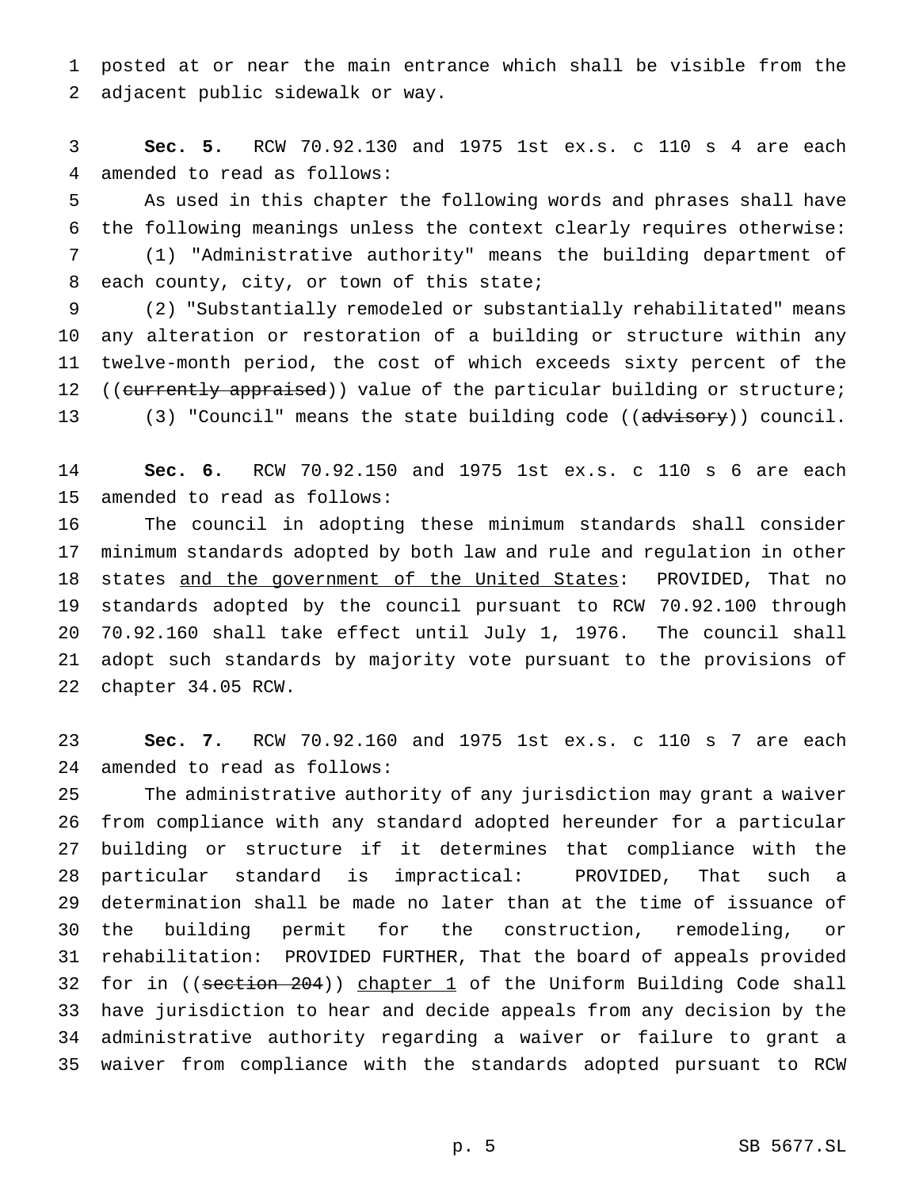posted at or near the main entrance which shall be visible from the adjacent public sidewalk or way.

**Sec. 5.** RCW 70.92.130 and 1975 1st ex.s. c 110 s 4 are each amended to read as follows:

As used in this chapter the following words and phrases shall have the following meanings unless the context clearly requires otherwise:

(1) "Administrative authority" means the building department of each county, city, or town of this state;

(2) "Substantially remodeled or substantially rehabilitated" means any alteration or restoration of a building or structure within any twelve-month period, the cost of which exceeds sixty percent of the ((~~currently appraised~~)) value of the particular building or structure;

(3) "Council" means the state building code ((~~advisory~~)) council.

**Sec. 6.** RCW 70.92.150 and 1975 1st ex.s. c 110 s 6 are each amended to read as follows:

The council in adopting these minimum standards shall consider minimum standards adopted by both law and rule and regulation in other states <u>and the government of the United States</u>: PROVIDED, That no standards adopted by the council pursuant to RCW 70.92.100 through 70.92.160 shall take effect until July 1, 1976. The council shall adopt such standards by majority vote pursuant to the provisions of chapter 34.05 RCW.

**Sec. 7.** RCW 70.92.160 and 1975 1st ex.s. c 110 s 7 are each amended to read as follows:

The administrative authority of any jurisdiction may grant a waiver from compliance with any standard adopted hereunder for a particular building or structure if it determines that compliance with the particular standard is impractical: PROVIDED, That such a determination shall be made no later than at the time of issuance of the building permit for the construction, remodeling, or rehabilitation: PROVIDED FURTHER, That the board of appeals provided for in ((~~section 204~~)) <u>chapter 1</u> of the Uniform Building Code shall have jurisdiction to hear and decide appeals from any decision by the administrative authority regarding a waiver or failure to grant a waiver from compliance with the standards adopted pursuant to RCW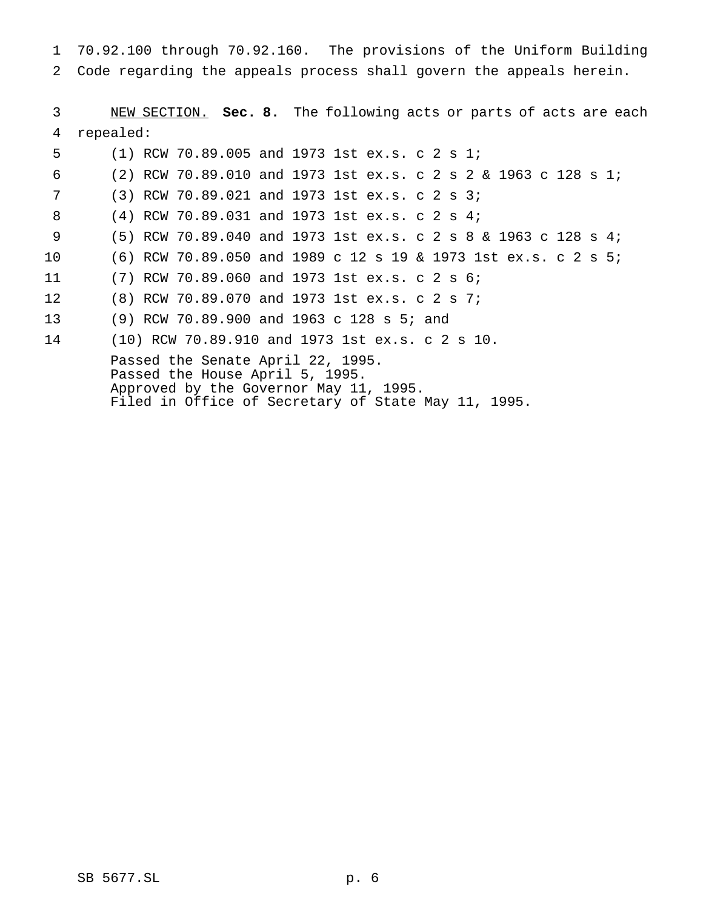70.92.100 through 70.92.160. The provisions of the Uniform Building Code regarding the appeals process shall govern the appeals herein.

NEW SECTION. **Sec. 8.** The following acts or parts of acts are each repealed:

(1) RCW 70.89.005 and 1973 1st ex.s. c 2 s 1;

(2) RCW 70.89.010 and 1973 1st ex.s. c 2 s 2 & 1963 c 128 s 1;

(3) RCW 70.89.021 and 1973 1st ex.s. c 2 s 3;

(4) RCW 70.89.031 and 1973 1st ex.s. c 2 s 4;

(5) RCW 70.89.040 and 1973 1st ex.s. c 2 s 8 & 1963 c 128 s 4;

(6) RCW 70.89.050 and 1989 c 12 s 19 & 1973 1st ex.s. c 2 s 5;

(7) RCW 70.89.060 and 1973 1st ex.s. c 2 s 6;

(8) RCW 70.89.070 and 1973 1st ex.s. c 2 s 7;

(9) RCW 70.89.900 and 1963 c 128 s 5; and

(10) RCW 70.89.910 and 1973 1st ex.s. c 2 s 10.

Passed the Senate April 22, 1995.
Passed the House April 5, 1995.
Approved by the Governor May 11, 1995.
Filed in Office of Secretary of State May 11, 1995.